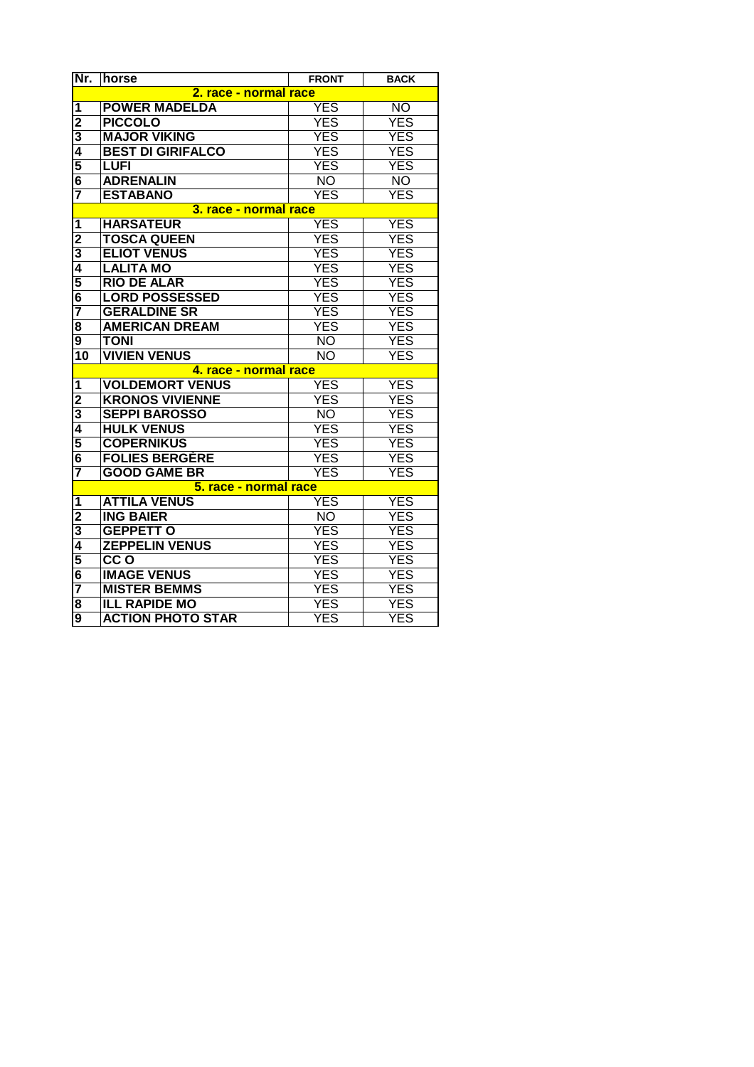| Nr. | horse | FRONT | BACK |
|---|---|---|---|
| | **2. race - normal race** | | |
| 1 | POWER MADELDA | YES | NO |
| 2 | PICCOLO | YES | YES |
| 3 | MAJOR VIKING | YES | YES |
| 4 | BEST DI GIRIFALCO | YES | YES |
| 5 | LUFI | YES | YES |
| 6 | ADRENALIN | NO | NO |
| 7 | ESTABANO | YES | YES |
| | **3. race - normal race** | | |
| 1 | HARSATEUR | YES | YES |
| 2 | TOSCA QUEEN | YES | YES |
| 3 | ELIOT VENUS | YES | YES |
| 4 | LALITA MO | YES | YES |
| 5 | RIO DE ALAR | YES | YES |
| 6 | LORD POSSESSED | YES | YES |
| 7 | GERALDINE SR | YES | YES |
| 8 | AMERICAN DREAM | YES | YES |
| 9 | TONI | NO | YES |
| 10 | VIVIEN VENUS | NO | YES |
| | **4. race - normal race** | | |
| 1 | VOLDEMORT VENUS | YES | YES |
| 2 | KRONOS VIVIENNE | YES | YES |
| 3 | SEPPI BAROSSO | NO | YES |
| 4 | HULK VENUS | YES | YES |
| 5 | COPERNIKUS | YES | YES |
| 6 | FOLIES BERGÈRE | YES | YES |
| 7 | GOOD GAME BR | YES | YES |
| | **5. race - normal race** | | |
| 1 | ATTILA VENUS | YES | YES |
| 2 | ING BAIER | NO | YES |
| 3 | GEPPETT O | YES | YES |
| 4 | ZEPPELIN VENUS | YES | YES |
| 5 | CC O | YES | YES |
| 6 | IMAGE VENUS | YES | YES |
| 7 | MISTER BEMMS | YES | YES |
| 8 | ILL RAPIDE MO | YES | YES |
| 9 | ACTION PHOTO STAR | YES | YES |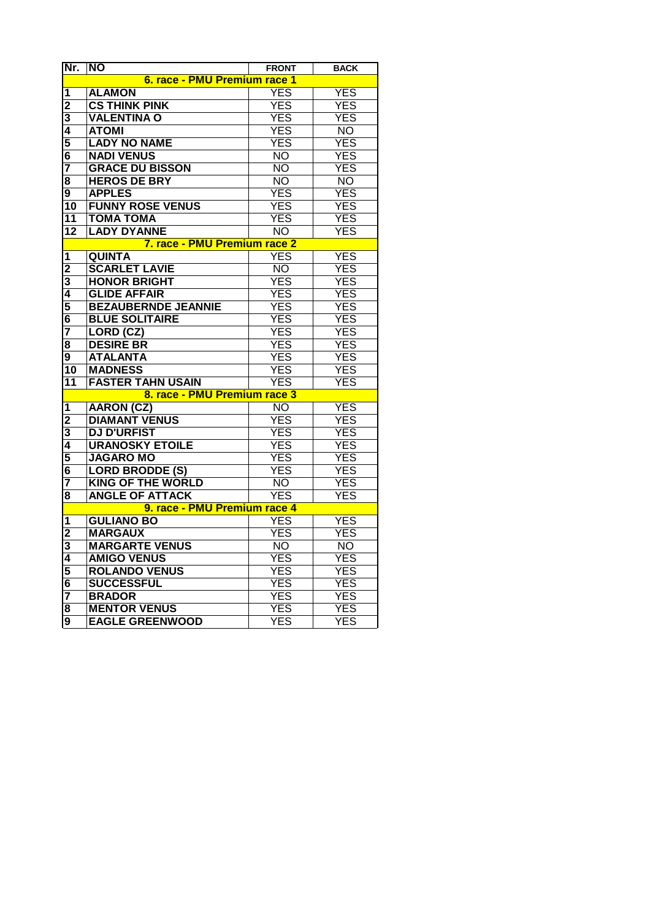| Nr. | NO | FRONT | BACK |
|---|---|---|---|
| | **6. race - PMU Premium race 1** | | |
| 1 | ALAMON | YES | YES |
| 2 | CS THINK PINK | YES | YES |
| 3 | VALENTINA O | YES | YES |
| 4 | ATOMI | YES | NO |
| 5 | LADY NO NAME | YES | YES |
| 6 | NADI VENUS | NO | YES |
| 7 | GRACE DU BISSON | NO | YES |
| 8 | HEROS DE BRY | NO | NO |
| 9 | APPLES | YES | YES |
| 10 | FUNNY ROSE VENUS | YES | YES |
| 11 | TOMA TOMA | YES | YES |
| 12 | LADY DYANNE | NO | YES |
| | **7. race - PMU Premium race 2** | | |
| 1 | QUINTA | YES | YES |
| 2 | SCARLET LAVIE | NO | YES |
| 3 | HONOR BRIGHT | YES | YES |
| 4 | GLIDE AFFAIR | YES | YES |
| 5 | BEZAUBERNDE JEANNIE | YES | YES |
| 6 | BLUE SOLITAIRE | YES | YES |
| 7 | LORD (CZ) | YES | YES |
| 8 | DESIRE BR | YES | YES |
| 9 | ATALANTA | YES | YES |
| 10 | MADNESS | YES | YES |
| 11 | FASTER TAHN USAIN | YES | YES |
| | **8. race - PMU Premium race 3** | | |
| 1 | AARON (CZ) | NO | YES |
| 2 | DIAMANT VENUS | YES | YES |
| 3 | DJ D'URFIST | YES | YES |
| 4 | URANOSKY ETOILE | YES | YES |
| 5 | JAGARO MO | YES | YES |
| 6 | LORD BRODDE (S) | YES | YES |
| 7 | KING OF THE WORLD | NO | YES |
| 8 | ANGLE OF ATTACK | YES | YES |
| | **9. race - PMU Premium race 4** | | |
| 1 | GULIANO BO | YES | YES |
| 2 | MARGAUX | YES | YES |
| 3 | MARGARTE VENUS | NO | NO |
| 4 | AMIGO VENUS | YES | YES |
| 5 | ROLANDO VENUS | YES | YES |
| 6 | SUCCESSFUL | YES | YES |
| 7 | BRADOR | YES | YES |
| 8 | MENTOR VENUS | YES | YES |
| 9 | EAGLE GREENWOOD | YES | YES |